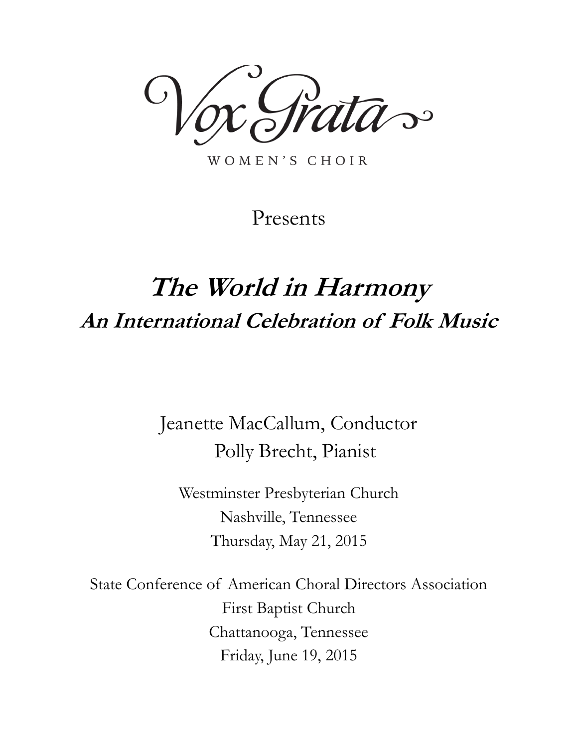# Vox Grata

WOMEN'S CHOIR

Presents

## *The World in Harmony*

### *An International Celebration of Folk Music*

Jeanette MacCallum, Conductor
Polly Brecht, Pianist

Westminster Presbyterian Church
Nashville, Tennessee
Thursday, May 21, 2015

State Conference of American Choral Directors Association
First Baptist Church
Chattanooga, Tennessee
Friday, June 19, 2015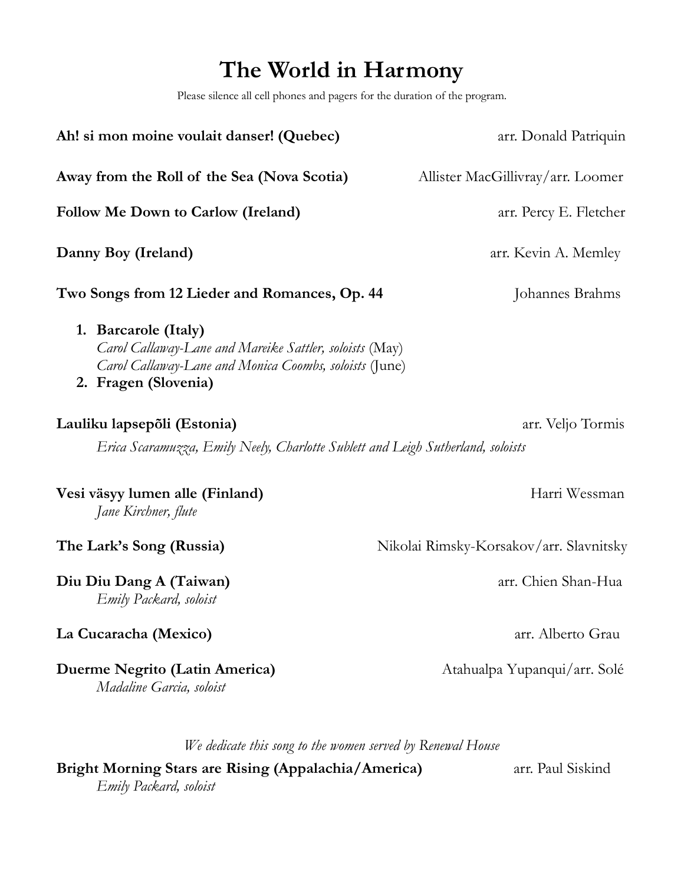# The World in Harmony

Please silence all cell phones and pagers for the duration of the program.

**Ah! si mon moine voulait danser! (Quebec)** — arr. Donald Patriquin

**Away from the Roll of the Sea (Nova Scotia)** — Allister MacGillivray/arr. Loomer

**Follow Me Down to Carlow (Ireland)** — arr. Percy E. Fletcher

**Danny Boy (Ireland)** — arr. Kevin A. Memley

**Two Songs from 12 Lieder and Romances, Op. 44** — Johannes Brahms

1. **Barcarole (Italy)**
   *Carol Callaway-Lane and Mareike Sattler, soloists* (May)
   *Carol Callaway-Lane and Monica Coombs, soloists* (June)
2. **Fragen (Slovenia)**

**Lauliku lapsepõli (Estonia)** — arr. Veljo Tormis
*Erica Scaramuzza, Emily Neely, Charlotte Sublett and Leigh Sutherland, soloists*

**Vesi väsyy lumen alle (Finland)** — Harri Wessman
*Jane Kirchner, flute*

**The Lark's Song (Russia)** — Nikolai Rimsky-Korsakov/arr. Slavnitsky

**Diu Diu Dang A (Taiwan)** — arr. Chien Shan-Hua
*Emily Packard, soloist*

**La Cucaracha (Mexico)** — arr. Alberto Grau

**Duerme Negrito (Latin America)** — Atahualpa Yupanqui/arr. Solé
*Madaline Garcia, soloist*

*We dedicate this song to the women served by Renewal House*

**Bright Morning Stars are Rising (Appalachia/America)** — arr. Paul Siskind
*Emily Packard, soloist*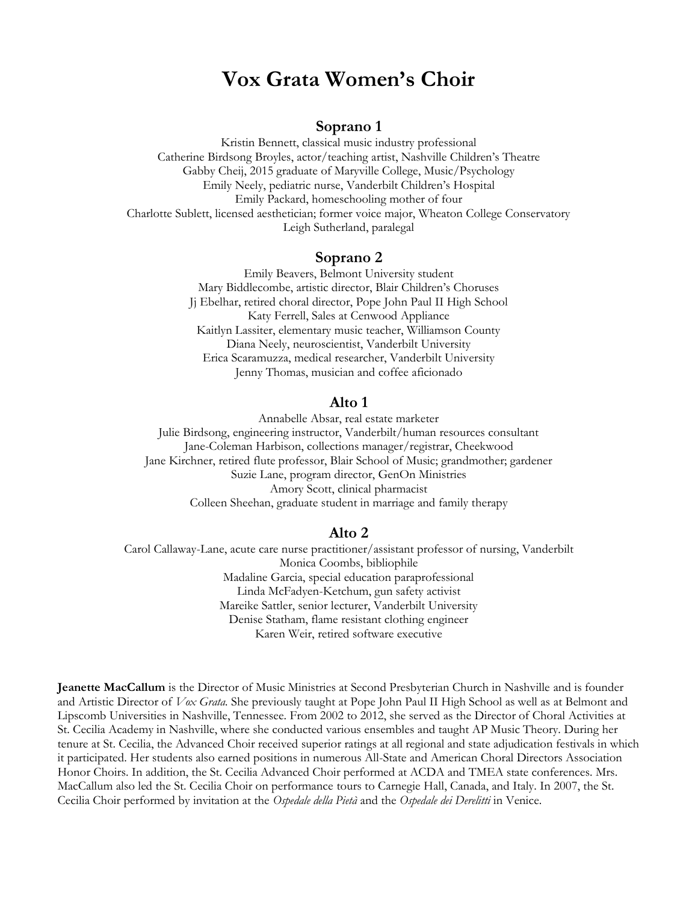# Vox Grata Women's Choir

## Soprano 1

Kristin Bennett, classical music industry professional
Catherine Birdsong Broyles, actor/teaching artist, Nashville Children's Theatre
Gabby Cheij, 2015 graduate of Maryville College, Music/Psychology
Emily Neely, pediatric nurse, Vanderbilt Children's Hospital
Emily Packard, homeschooling mother of four
Charlotte Sublett, licensed aesthetician; former voice major, Wheaton College Conservatory
Leigh Sutherland, paralegal

## Soprano 2

Emily Beavers, Belmont University student
Mary Biddlecombe, artistic director, Blair Children's Choruses
Jj Ebelhar, retired choral director, Pope John Paul II High School
Katy Ferrell, Sales at Cenwood Appliance
Kaitlyn Lassiter, elementary music teacher, Williamson County
Diana Neely, neuroscientist, Vanderbilt University
Erica Scaramuzza, medical researcher, Vanderbilt University
Jenny Thomas, musician and coffee aficionado

## Alto 1

Annabelle Absar, real estate marketer
Julie Birdsong, engineering instructor, Vanderbilt/human resources consultant
Jane-Coleman Harbison, collections manager/registrar, Cheekwood
Jane Kirchner, retired flute professor, Blair School of Music; grandmother; gardener
Suzie Lane, program director, GenOn Ministries
Amory Scott, clinical pharmacist
Colleen Sheehan, graduate student in marriage and family therapy

## Alto 2

Carol Callaway-Lane, acute care nurse practitioner/assistant professor of nursing, Vanderbilt
Monica Coombs, bibliophile
Madaline Garcia, special education paraprofessional
Linda McFadyen-Ketchum, gun safety activist
Mareike Sattler, senior lecturer, Vanderbilt University
Denise Statham, flame resistant clothing engineer
Karen Weir, retired software executive

**Jeanette MacCallum** is the Director of Music Ministries at Second Presbyterian Church in Nashville and is founder and Artistic Director of *Vox Grata*. She previously taught at Pope John Paul II High School as well as at Belmont and Lipscomb Universities in Nashville, Tennessee. From 2002 to 2012, she served as the Director of Choral Activities at St. Cecilia Academy in Nashville, where she conducted various ensembles and taught AP Music Theory. During her tenure at St. Cecilia, the Advanced Choir received superior ratings at all regional and state adjudication festivals in which it participated. Her students also earned positions in numerous All-State and American Choral Directors Association Honor Choirs. In addition, the St. Cecilia Advanced Choir performed at ACDA and TMEA state conferences. Mrs. MacCallum also led the St. Cecilia Choir on performance tours to Carnegie Hall, Canada, and Italy. In 2007, the St. Cecilia Choir performed by invitation at the *Ospedale della Pietà* and the *Ospedale dei Derelitti* in Venice.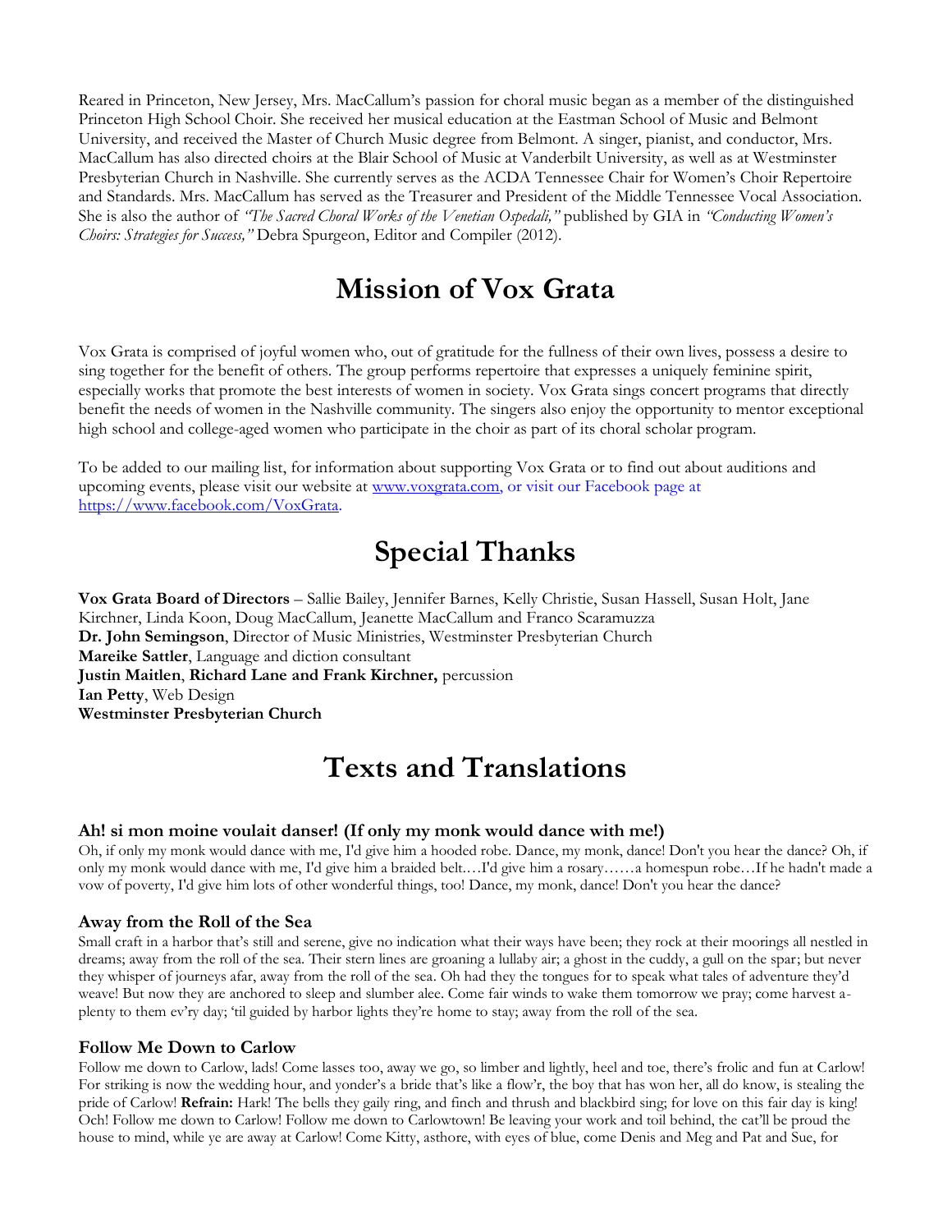Reared in Princeton, New Jersey, Mrs. MacCallum's passion for choral music began as a member of the distinguished Princeton High School Choir. She received her musical education at the Eastman School of Music and Belmont University, and received the Master of Church Music degree from Belmont. A singer, pianist, and conductor, Mrs. MacCallum has also directed choirs at the Blair School of Music at Vanderbilt University, as well as at Westminster Presbyterian Church in Nashville. She currently serves as the ACDA Tennessee Chair for Women's Choir Repertoire and Standards. Mrs. MacCallum has served as the Treasurer and President of the Middle Tennessee Vocal Association. She is also the author of *"The Sacred Choral Works of the Venetian Ospedali,"* published by GIA in *"Conducting Women's Choirs: Strategies for Success,"* Debra Spurgeon, Editor and Compiler (2012).

# Mission of Vox Grata

Vox Grata is comprised of joyful women who, out of gratitude for the fullness of their own lives, possess a desire to sing together for the benefit of others. The group performs repertoire that expresses a uniquely feminine spirit, especially works that promote the best interests of women in society. Vox Grata sings concert programs that directly benefit the needs of women in the Nashville community. The singers also enjoy the opportunity to mentor exceptional high school and college-aged women who participate in the choir as part of its choral scholar program.

To be added to our mailing list, for information about supporting Vox Grata or to find out about auditions and upcoming events, please visit our website at www.voxgrata.com, or visit our Facebook page at https://www.facebook.com/VoxGrata.

# Special Thanks

**Vox Grata Board of Directors** – Sallie Bailey, Jennifer Barnes, Kelly Christie, Susan Hassell, Susan Holt, Jane Kirchner, Linda Koon, Doug MacCallum, Jeanette MacCallum and Franco Scaramuzza
**Dr. John Semingson**, Director of Music Ministries, Westminster Presbyterian Church
**Mareike Sattler**, Language and diction consultant
**Justin Maitlen**, **Richard Lane and Frank Kirchner,** percussion
**Ian Petty**, Web Design
**Westminster Presbyterian Church**

# Texts and Translations

### Ah! si mon moine voulait danser! (If only my monk would dance with me!)

Oh, if only my monk would dance with me, I'd give him a hooded robe. Dance, my monk, dance! Don't you hear the dance? Oh, if only my monk would dance with me, I'd give him a braided belt.…I'd give him a rosary……a homespun robe…If he hadn't made a vow of poverty, I'd give him lots of other wonderful things, too! Dance, my monk, dance! Don't you hear the dance?

### Away from the Roll of the Sea

Small craft in a harbor that's still and serene, give no indication what their ways have been; they rock at their moorings all nestled in dreams; away from the roll of the sea. Their stern lines are groaning a lullaby air; a ghost in the cuddy, a gull on the spar; but never they whisper of journeys afar, away from the roll of the sea. Oh had they the tongues for to speak what tales of adventure they'd weave! But now they are anchored to sleep and slumber alee. Come fair winds to wake them tomorrow we pray; come harvest a-plenty to them ev'ry day; 'til guided by harbor lights they're home to stay; away from the roll of the sea.

### Follow Me Down to Carlow

Follow me down to Carlow, lads! Come lasses too, away we go, so limber and lightly, heel and toe, there's frolic and fun at Carlow! For striking is now the wedding hour, and yonder's a bride that's like a flow'r, the boy that has won her, all do know, is stealing the pride of Carlow! **Refrain:** Hark! The bells they gaily ring, and finch and thrush and blackbird sing; for love on this fair day is king! Och! Follow me down to Carlow! Follow me down to Carlowtown! Be leaving your work and toil behind, the cat'll be proud the house to mind, while ye are away at Carlow! Come Kitty, asthore, with eyes of blue, come Denis and Meg and Pat and Sue, for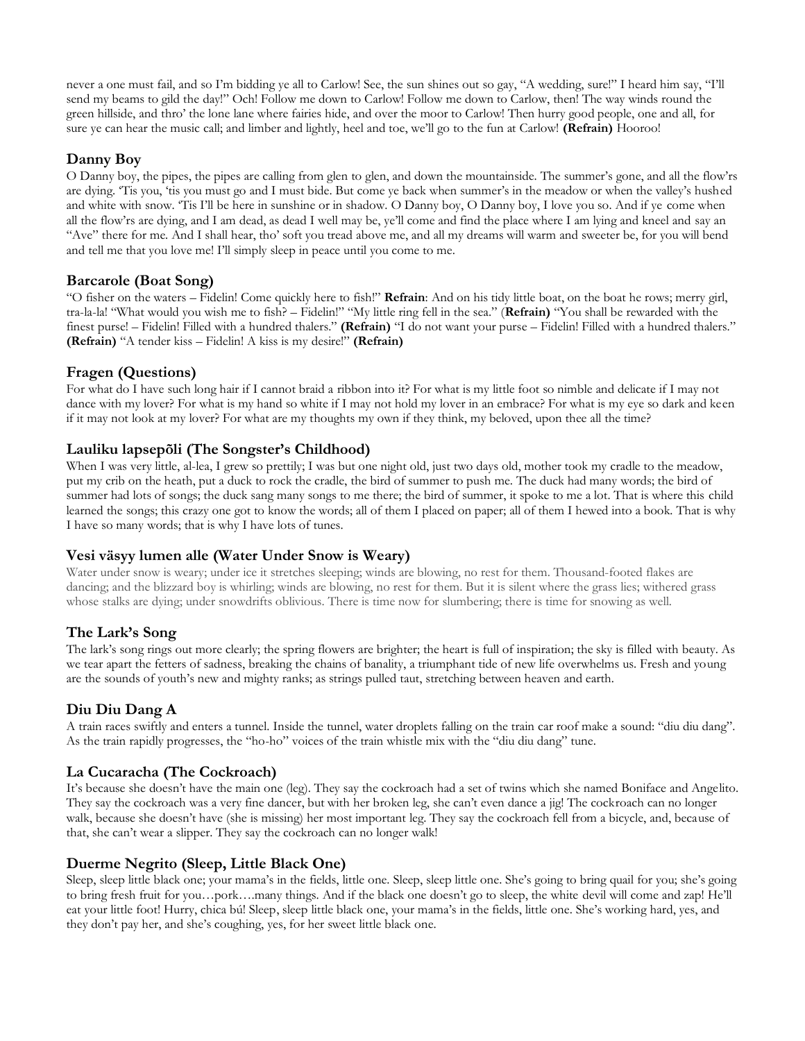never a one must fail, and so I'm bidding ye all to Carlow! See, the sun shines out so gay, "A wedding, sure!" I heard him say, "I'll send my beams to gild the day!" Och! Follow me down to Carlow! Follow me down to Carlow, then! The way winds round the green hillside, and thro' the lone lane where fairies hide, and over the moor to Carlow! Then hurry good people, one and all, for sure ye can hear the music call; and limber and lightly, heel and toe, we'll go to the fun at Carlow! **(Refrain)** Hooroo!

## Danny Boy

O Danny boy, the pipes, the pipes are calling from glen to glen, and down the mountainside. The summer's gone, and all the flow'rs are dying. 'Tis you, 'tis you must go and I must bide. But come ye back when summer's in the meadow or when the valley's hushed and white with snow. 'Tis I'll be here in sunshine or in shadow. O Danny boy, O Danny boy, I love you so. And if ye come when all the flow'rs are dying, and I am dead, as dead I well may be, ye'll come and find the place where I am lying and kneel and say an "Ave" there for me. And I shall hear, tho' soft you tread above me, and all my dreams will warm and sweeter be, for you will bend and tell me that you love me! I'll simply sleep in peace until you come to me.

## Barcarole (Boat Song)

"O fisher on the waters – Fidelin! Come quickly here to fish!" **Refrain**: And on his tidy little boat, on the boat he rows; merry girl, tra-la-la! "What would you wish me to fish? – Fidelin!" "My little ring fell in the sea." (**Refrain)** "You shall be rewarded with the finest purse! – Fidelin! Filled with a hundred thalers." **(Refrain)** "I do not want your purse – Fidelin! Filled with a hundred thalers." **(Refrain)** "A tender kiss – Fidelin! A kiss is my desire!" **(Refrain)**

## Fragen (Questions)

For what do I have such long hair if I cannot braid a ribbon into it? For what is my little foot so nimble and delicate if I may not dance with my lover? For what is my hand so white if I may not hold my lover in an embrace? For what is my eye so dark and keen if it may not look at my lover? For what are my thoughts my own if they think, my beloved, upon thee all the time?

## Lauliku lapsepõli (The Songster's Childhood)

When I was very little, al-lea, I grew so prettily; I was but one night old, just two days old, mother took my cradle to the meadow, put my crib on the heath, put a duck to rock the cradle, the bird of summer to push me. The duck had many words; the bird of summer had lots of songs; the duck sang many songs to me there; the bird of summer, it spoke to me a lot. That is where this child learned the songs; this crazy one got to know the words; all of them I placed on paper; all of them I hewed into a book. That is why I have so many words; that is why I have lots of tunes.

## Vesi väsyy lumen alle (Water Under Snow is Weary)

Water under snow is weary; under ice it stretches sleeping; winds are blowing, no rest for them. Thousand-footed flakes are dancing; and the blizzard boy is whirling; winds are blowing, no rest for them. But it is silent where the grass lies; withered grass whose stalks are dying; under snowdrifts oblivious. There is time now for slumbering; there is time for snowing as well.

## The Lark's Song

The lark's song rings out more clearly; the spring flowers are brighter; the heart is full of inspiration; the sky is filled with beauty. As we tear apart the fetters of sadness, breaking the chains of banality, a triumphant tide of new life overwhelms us. Fresh and young are the sounds of youth's new and mighty ranks; as strings pulled taut, stretching between heaven and earth.

## Diu Diu Dang A

A train races swiftly and enters a tunnel. Inside the tunnel, water droplets falling on the train car roof make a sound: "diu diu dang". As the train rapidly progresses, the "ho-ho" voices of the train whistle mix with the "diu diu dang" tune.

## La Cucaracha (The Cockroach)

It's because she doesn't have the main one (leg). They say the cockroach had a set of twins which she named Boniface and Angelito. They say the cockroach was a very fine dancer, but with her broken leg, she can't even dance a jig! The cockroach can no longer walk, because she doesn't have (she is missing) her most important leg. They say the cockroach fell from a bicycle, and, because of that, she can't wear a slipper. They say the cockroach can no longer walk!

## Duerme Negrito (Sleep, Little Black One)

Sleep, sleep little black one; your mama's in the fields, little one. Sleep, sleep little one. She's going to bring quail for you; she's going to bring fresh fruit for you…pork….many things. And if the black one doesn't go to sleep, the white devil will come and zap! He'll eat your little foot! Hurry, chica bú! Sleep, sleep little black one, your mama's in the fields, little one. She's working hard, yes, and they don't pay her, and she's coughing, yes, for her sweet little black one.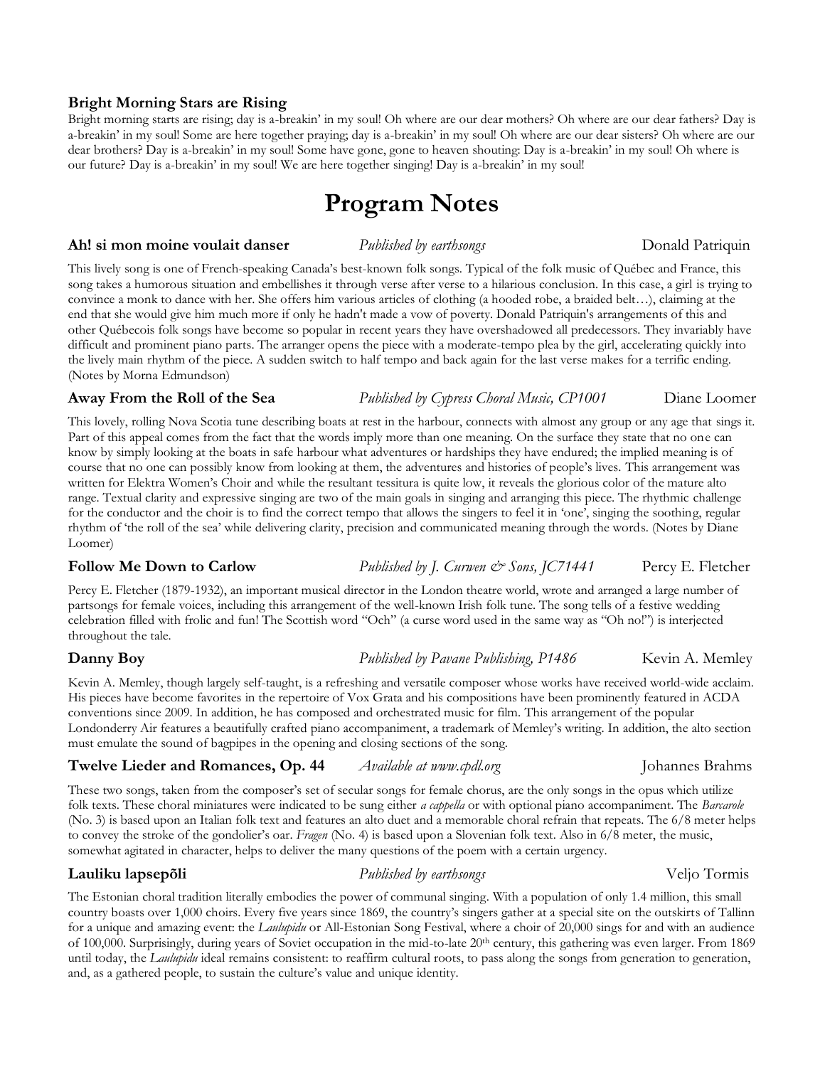**Bright Morning Stars are Rising**

Bright morning starts are rising; day is a-breakin' in my soul! Oh where are our dear mothers? Oh where are our dear fathers? Day is a-breakin' in my soul! Some are here together praying; day is a-breakin' in my soul! Oh where are our dear sisters? Oh where are our dear brothers? Day is a-breakin' in my soul! Some have gone, gone to heaven shouting: Day is a-breakin' in my soul! Oh where is our future? Day is a-breakin' in my soul! We are here together singing! Day is a-breakin' in my soul!

# Program Notes

**Ah! si mon moine voulait danser** *Published by earthsongs* Donald Patriquin

This lively song is one of French-speaking Canada's best-known folk songs. Typical of the folk music of Québec and France, this song takes a humorous situation and embellishes it through verse after verse to a hilarious conclusion. In this case, a girl is trying to convince a monk to dance with her. She offers him various articles of clothing (a hooded robe, a braided belt…), claiming at the end that she would give him much more if only he hadn't made a vow of poverty. Donald Patriquin's arrangements of this and other Québecois folk songs have become so popular in recent years they have overshadowed all predecessors. They invariably have difficult and prominent piano parts. The arranger opens the piece with a moderate-tempo plea by the girl, accelerating quickly into the lively main rhythm of the piece. A sudden switch to half tempo and back again for the last verse makes for a terrific ending. (Notes by Morna Edmundson)

**Away From the Roll of the Sea** *Published by Cypress Choral Music, CP1001* Diane Loomer

This lovely, rolling Nova Scotia tune describing boats at rest in the harbour, connects with almost any group or any age that sings it. Part of this appeal comes from the fact that the words imply more than one meaning. On the surface they state that no one can know by simply looking at the boats in safe harbour what adventures or hardships they have endured; the implied meaning is of course that no one can possibly know from looking at them, the adventures and histories of people's lives. This arrangement was written for Elektra Women's Choir and while the resultant tessitura is quite low, it reveals the glorious color of the mature alto range. Textual clarity and expressive singing are two of the main goals in singing and arranging this piece. The rhythmic challenge for the conductor and the choir is to find the correct tempo that allows the singers to feel it in 'one', singing the soothing, regular rhythm of 'the roll of the sea' while delivering clarity, precision and communicated meaning through the words. (Notes by Diane Loomer)

**Follow Me Down to Carlow** *Published by J. Curwen & Sons, JC71441* Percy E. Fletcher

Percy E. Fletcher (1879-1932), an important musical director in the London theatre world, wrote and arranged a large number of partsongs for female voices, including this arrangement of the well-known Irish folk tune. The song tells of a festive wedding celebration filled with frolic and fun! The Scottish word "Och" (a curse word used in the same way as "Oh no!") is interjected throughout the tale.

**Danny Boy** *Published by Pavane Publishing, P1486* Kevin A. Memley

Kevin A. Memley, though largely self-taught, is a refreshing and versatile composer whose works have received world-wide acclaim. His pieces have become favorites in the repertoire of Vox Grata and his compositions have been prominently featured in ACDA conventions since 2009. In addition, he has composed and orchestrated music for film. This arrangement of the popular Londonderry Air features a beautifully crafted piano accompaniment, a trademark of Memley's writing. In addition, the alto section must emulate the sound of bagpipes in the opening and closing sections of the song.

**Twelve Lieder and Romances, Op. 44** *Available at www.cpdl.org* Johannes Brahms

These two songs, taken from the composer's set of secular songs for female chorus, are the only songs in the opus which utilize folk texts. These choral miniatures were indicated to be sung either *a cappella* or with optional piano accompaniment. The *Barcarole* (No. 3) is based upon an Italian folk text and features an alto duet and a memorable choral refrain that repeats. The 6/8 meter helps to convey the stroke of the gondolier's oar. *Fragen* (No. 4) is based upon a Slovenian folk text. Also in 6/8 meter, the music, somewhat agitated in character, helps to deliver the many questions of the poem with a certain urgency.

**Lauliku lapsepõli** *Published by earthsongs* Veljo Tormis

The Estonian choral tradition literally embodies the power of communal singing. With a population of only 1.4 million, this small country boasts over 1,000 choirs. Every five years since 1869, the country's singers gather at a special site on the outskirts of Tallinn for a unique and amazing event: the *Laulupidu* or All-Estonian Song Festival, where a choir of 20,000 sings for and with an audience of 100,000. Surprisingly, during years of Soviet occupation in the mid-to-late 20th century, this gathering was even larger. From 1869 until today, the *Laulupidu* ideal remains consistent: to reaffirm cultural roots, to pass along the songs from generation to generation, and, as a gathered people, to sustain the culture's value and unique identity.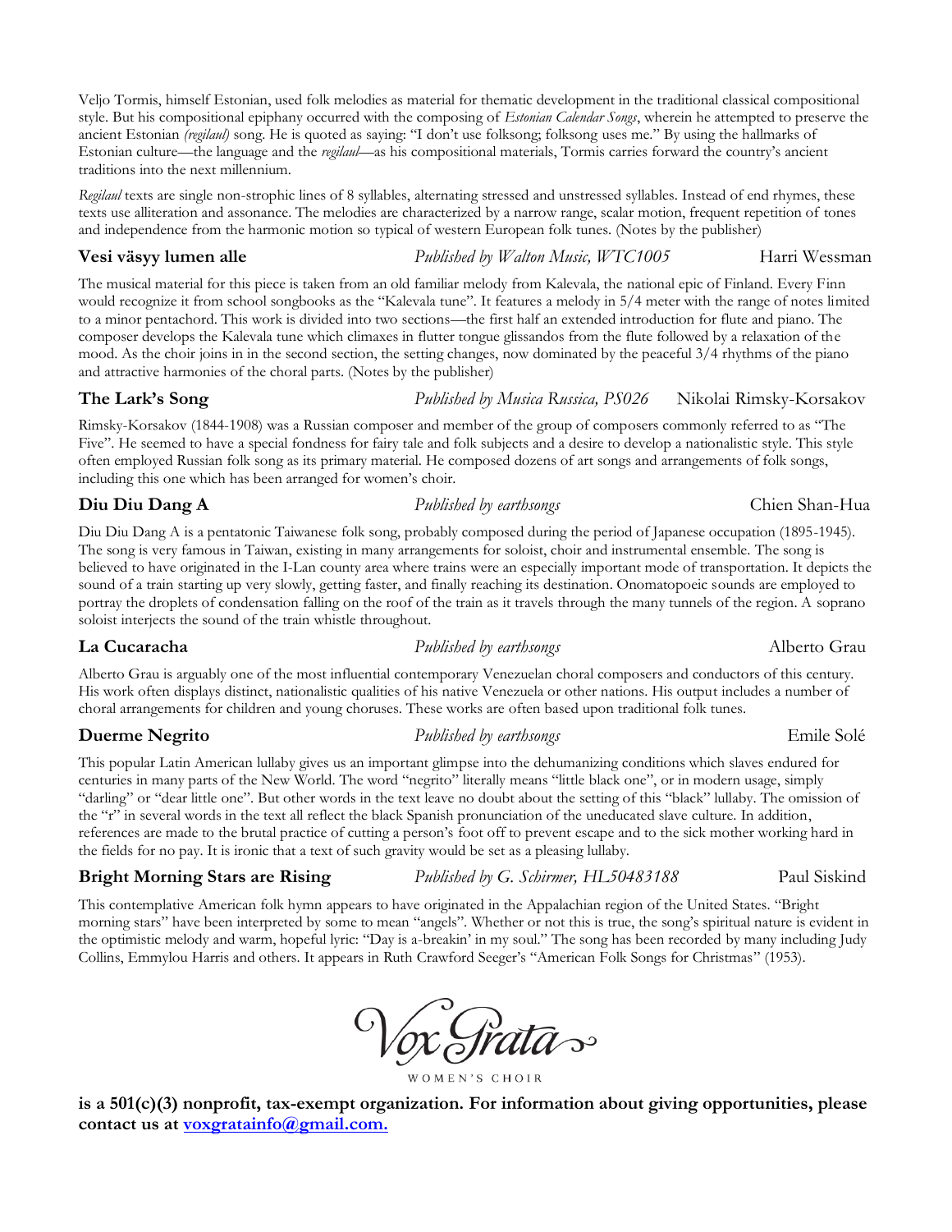Veljo Tormis, himself Estonian, used folk melodies as material for thematic development in the traditional classical compositional style. But his compositional epiphany occurred with the composing of *Estonian Calendar Songs*, wherein he attempted to preserve the ancient Estonian *(regilaul)* song. He is quoted as saying: "I don't use folksong; folksong uses me." By using the hallmarks of Estonian culture—the language and the *regilaul*—as his compositional materials, Tormis carries forward the country's ancient traditions into the next millennium.

*Regilaul* texts are single non-strophic lines of 8 syllables, alternating stressed and unstressed syllables. Instead of end rhymes, these texts use alliteration and assonance. The melodies are characterized by a narrow range, scalar motion, frequent repetition of tones and independence from the harmonic motion so typical of western European folk tunes. (Notes by the publisher)

**Vesi väsyy lumen alle** *Published by Walton Music, WTC1005* Harri Wessman

The musical material for this piece is taken from an old familiar melody from Kalevala, the national epic of Finland. Every Finn would recognize it from school songbooks as the "Kalevala tune". It features a melody in 5/4 meter with the range of notes limited to a minor pentachord. This work is divided into two sections—the first half an extended introduction for flute and piano. The composer develops the Kalevala tune which climaxes in flutter tongue glissandos from the flute followed by a relaxation of the mood. As the choir joins in in the second section, the setting changes, now dominated by the peaceful 3/4 rhythms of the piano and attractive harmonies of the choral parts. (Notes by the publisher)

**The Lark's Song** *Published by Musica Russica, PS026* Nikolai Rimsky-Korsakov

Rimsky-Korsakov (1844-1908) was a Russian composer and member of the group of composers commonly referred to as "The Five". He seemed to have a special fondness for fairy tale and folk subjects and a desire to develop a nationalistic style. This style often employed Russian folk song as its primary material. He composed dozens of art songs and arrangements of folk songs, including this one which has been arranged for women's choir.

**Diu Diu Dang A** *Published by earthsongs* Chien Shan-Hua

Diu Diu Dang A is a pentatonic Taiwanese folk song, probably composed during the period of Japanese occupation (1895-1945). The song is very famous in Taiwan, existing in many arrangements for soloist, choir and instrumental ensemble. The song is believed to have originated in the I-Lan county area where trains were an especially important mode of transportation. It depicts the sound of a train starting up very slowly, getting faster, and finally reaching its destination. Onomatopoeic sounds are employed to portray the droplets of condensation falling on the roof of the train as it travels through the many tunnels of the region. A soprano soloist interjects the sound of the train whistle throughout.

**La Cucaracha** *Published by earthsongs* Alberto Grau

Alberto Grau is arguably one of the most influential contemporary Venezuelan choral composers and conductors of this century. His work often displays distinct, nationalistic qualities of his native Venezuela or other nations. His output includes a number of choral arrangements for children and young choruses. These works are often based upon traditional folk tunes.

**Duerme Negrito** *Published by earthsongs* Emile Solé

This popular Latin American lullaby gives us an important glimpse into the dehumanizing conditions which slaves endured for centuries in many parts of the New World. The word "negrito" literally means "little black one", or in modern usage, simply "darling" or "dear little one". But other words in the text leave no doubt about the setting of this "black" lullaby. The omission of the "r" in several words in the text all reflect the black Spanish pronunciation of the uneducated slave culture. In addition, references are made to the brutal practice of cutting a person's foot off to prevent escape and to the sick mother working hard in the fields for no pay. It is ironic that a text of such gravity would be set as a pleasing lullaby.

**Bright Morning Stars are Rising** *Published by G. Schirmer, HL50483188* Paul Siskind

This contemplative American folk hymn appears to have originated in the Appalachian region of the United States. "Bright morning stars" have been interpreted by some to mean "angels". Whether or not this is true, the song's spiritual nature is evident in the optimistic melody and warm, hopeful lyric: "Day is a-breakin' in my soul." The song has been recorded by many including Judy Collins, Emmylou Harris and others. It appears in Ruth Crawford Seeger's "American Folk Songs for Christmas" (1953).

Vox Grata
WOMEN'S CHOIR

**is a 501(c)(3) nonprofit, tax-exempt organization. For information about giving opportunities, please contact us at [voxgratainfo@gmail.com.](mailto:voxgratainfo@gmail.com)**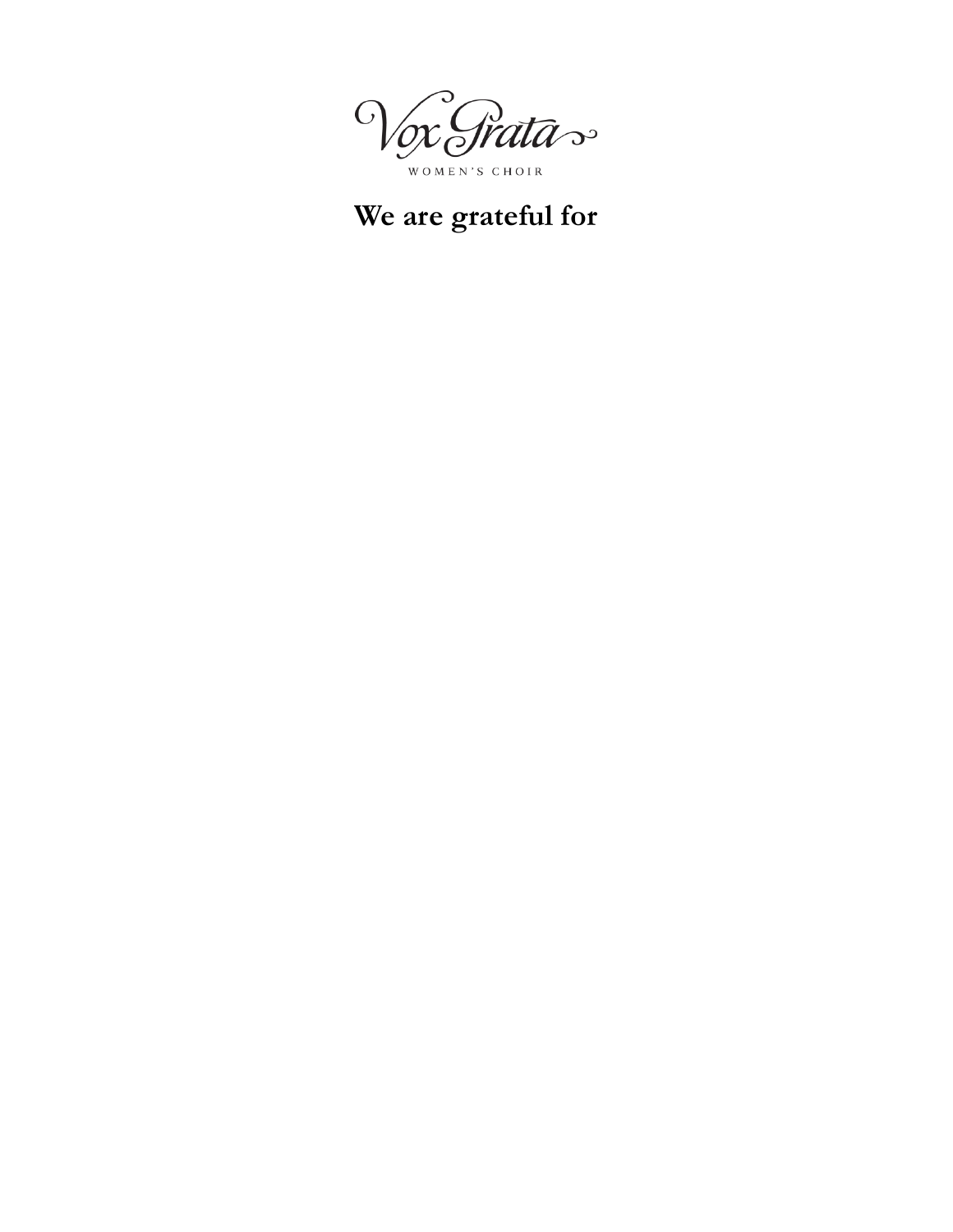Vox Grata

WOMEN'S CHOIR

# We are grateful for